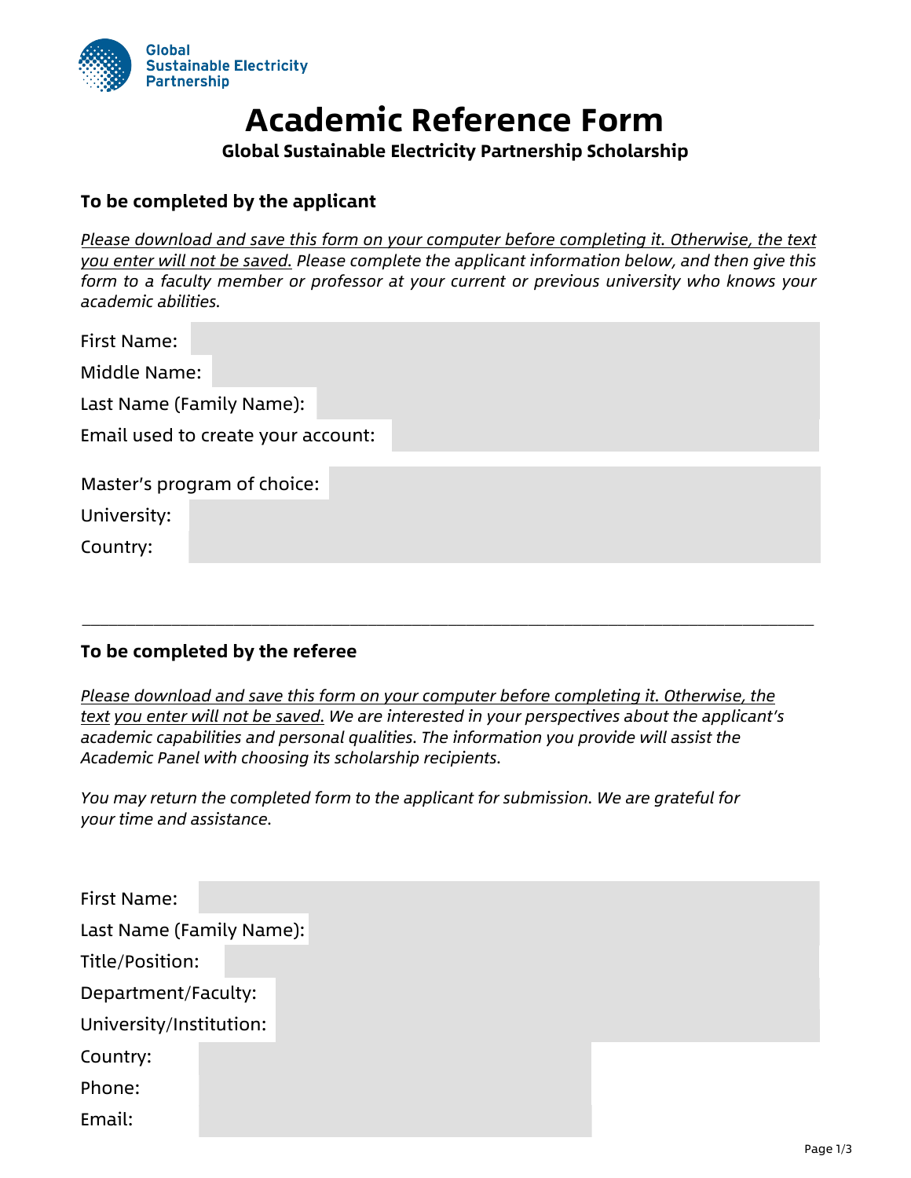Global
Sustainable Electricity
Partnership

# Academic Reference Form

**Global Sustainable Electricity Partnership Scholarship**

### To be completed by the applicant

*Please download and save this form on your computer before completing it. Otherwise, the text you enter will not be saved. Please complete the applicant information below, and then give this form to a faculty member or professor at your current or previous university who knows your academic abilities.*

First Name:

Middle Name:

Last Name (Family Name):

Email used to create your account:

Master's program of choice:

University:

Country:

---

### To be completed by the referee

*Please download and save this form on your computer before completing it. Otherwise, the text you enter will not be saved. We are interested in your perspectives about the applicant's academic capabilities and personal qualities. The information you provide will assist the Academic Panel with choosing its scholarship recipients.*

*You may return the completed form to the applicant for submission. We are grateful for your time and assistance.*

First Name:

Last Name (Family Name):

Title/Position:

Department/Faculty:

University/Institution:

Country:

Phone:

Email: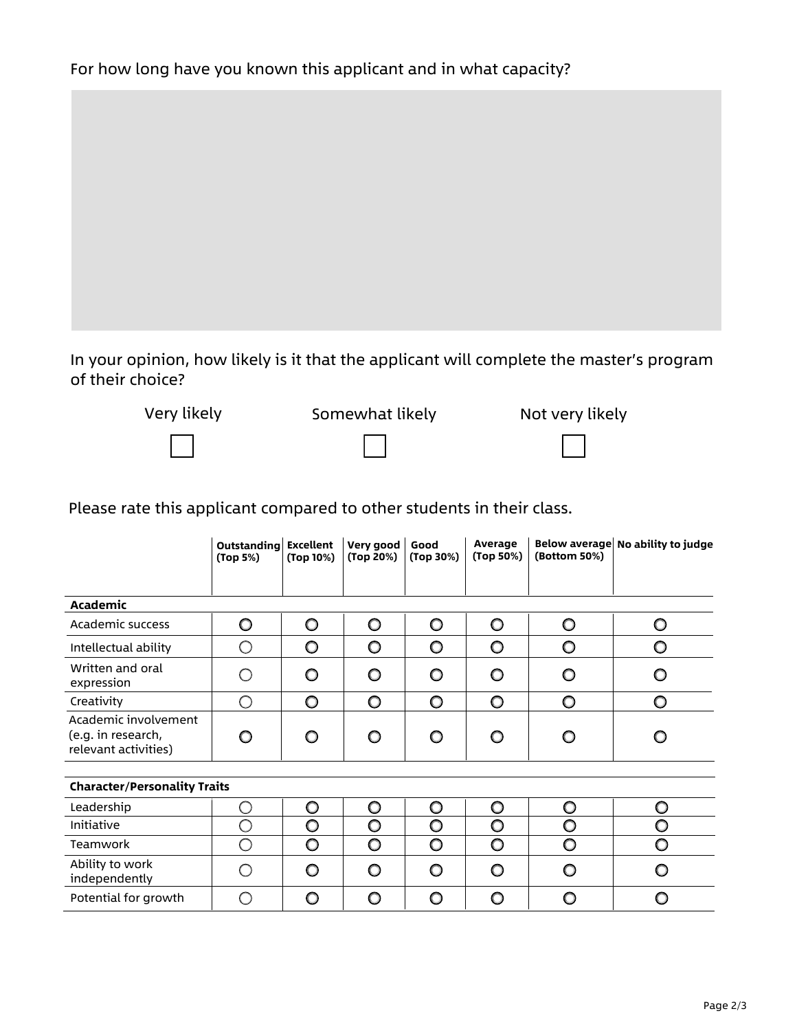For how long have you known this applicant and in what capacity?

In your opinion, how likely is it that the applicant will complete the master's program of their choice?

| Very likely | Somewhat likely | Not very likely |
| --- | --- | --- |
| ☐ | ☐ | ☐ |

Please rate this applicant compared to other students in their class.

| | Outstanding (Top 5%) | Excellent (Top 10%) | Very good (Top 20%) | Good (Top 30%) | Average (Top 50%) | Below average (Bottom 50%) | No ability to judge |
| --- | --- | --- | --- | --- | --- | --- | --- |
| **Academic** | | | | | | | |
| Academic success | ○ | ○ | ○ | ○ | ○ | ○ | ○ |
| Intellectual ability | ○ | ○ | ○ | ○ | ○ | ○ | ○ |
| Written and oral expression | ○ | ○ | ○ | ○ | ○ | ○ | ○ |
| Creativity | ○ | ○ | ○ | ○ | ○ | ○ | ○ |
| Academic involvement (e.g. in research, relevant activities) | ○ | ○ | ○ | ○ | ○ | ○ | ○ |
| **Character/Personality Traits** | | | | | | | |
| Leadership | ○ | ○ | ○ | ○ | ○ | ○ | ○ |
| Initiative | ○ | ○ | ○ | ○ | ○ | ○ | ○ |
| Teamwork | ○ | ○ | ○ | ○ | ○ | ○ | ○ |
| Ability to work independently | ○ | ○ | ○ | ○ | ○ | ○ | ○ |
| Potential for growth | ○ | ○ | ○ | ○ | ○ | ○ | ○ |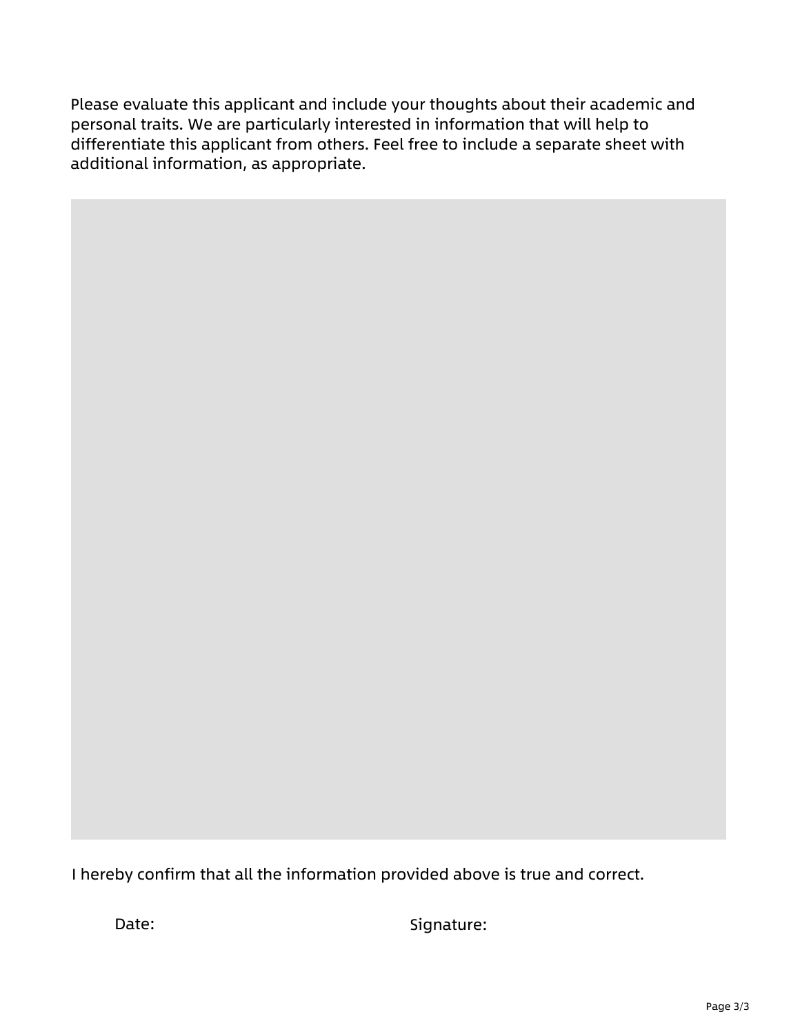Please evaluate this applicant and include your thoughts about their academic and personal traits. We are particularly interested in information that will help to differentiate this applicant from others. Feel free to include a separate sheet with additional information, as appropriate.

I hereby confirm that all the information provided above is true and correct.

Date:

Signature: